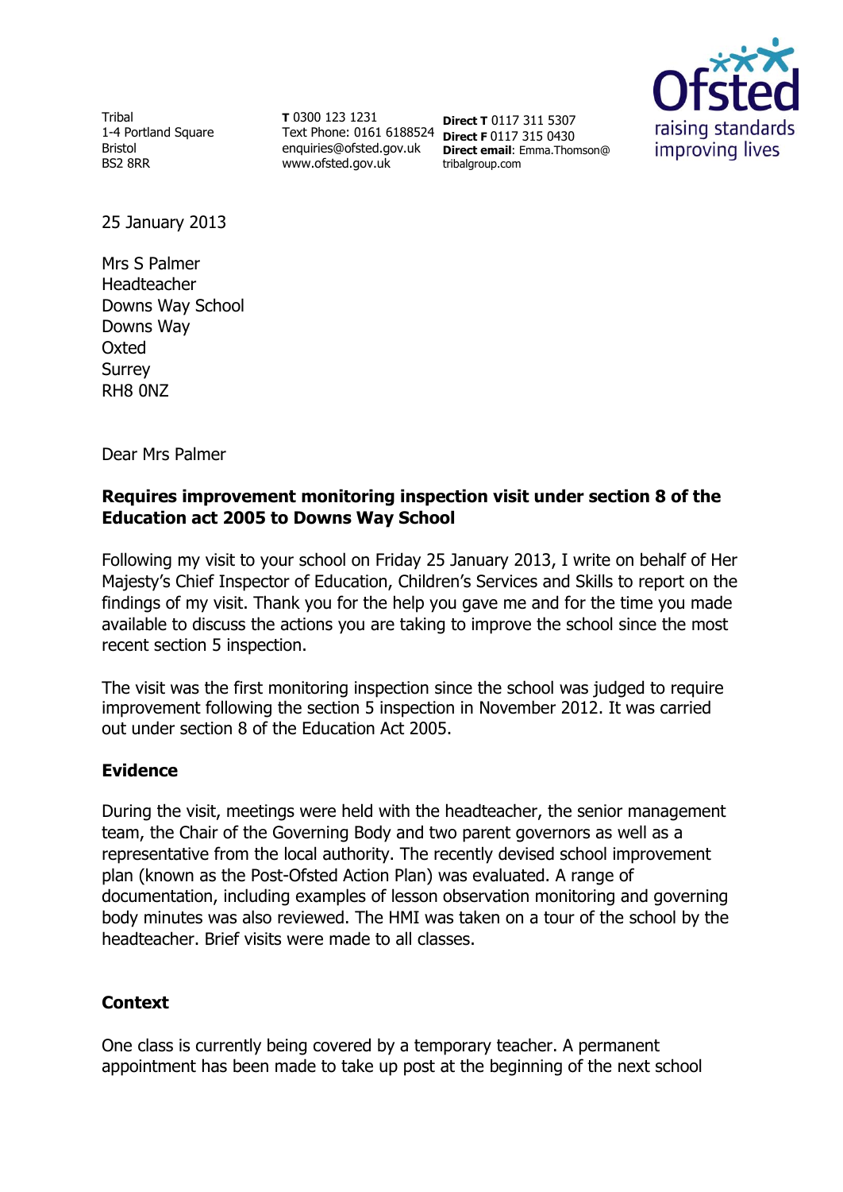Tribal
1-4 Portland Square
Bristol
BS2 8RR

**T** 0300 123 1231
Text Phone: 0161 6188524
enquiries@ofsted.gov.uk
www.ofsted.gov.uk

**Direct T** 0117 311 5307
**Direct F** 0117 315 0430
**Direct email**: Emma.Thomson@tribalgroup.com

25 January 2013

Mrs S Palmer
Headteacher
Downs Way School
Downs Way
Oxted
Surrey
RH8 0NZ

Dear Mrs Palmer

**Requires improvement monitoring inspection visit under section 8 of the Education act 2005 to Downs Way School**

Following my visit to your school on Friday 25 January 2013, I write on behalf of Her Majesty's Chief Inspector of Education, Children's Services and Skills to report on the findings of my visit. Thank you for the help you gave me and for the time you made available to discuss the actions you are taking to improve the school since the most recent section 5 inspection.

The visit was the first monitoring inspection since the school was judged to require improvement following the section 5 inspection in November 2012. It was carried out under section 8 of the Education Act 2005.

## Evidence

During the visit, meetings were held with the headteacher, the senior management team, the Chair of the Governing Body and two parent governors as well as a representative from the local authority. The recently devised school improvement plan (known as the Post-Ofsted Action Plan) was evaluated. A range of documentation, including examples of lesson observation monitoring and governing body minutes was also reviewed. The HMI was taken on a tour of the school by the headteacher. Brief visits were made to all classes.

## Context

One class is currently being covered by a temporary teacher. A permanent appointment has been made to take up post at the beginning of the next school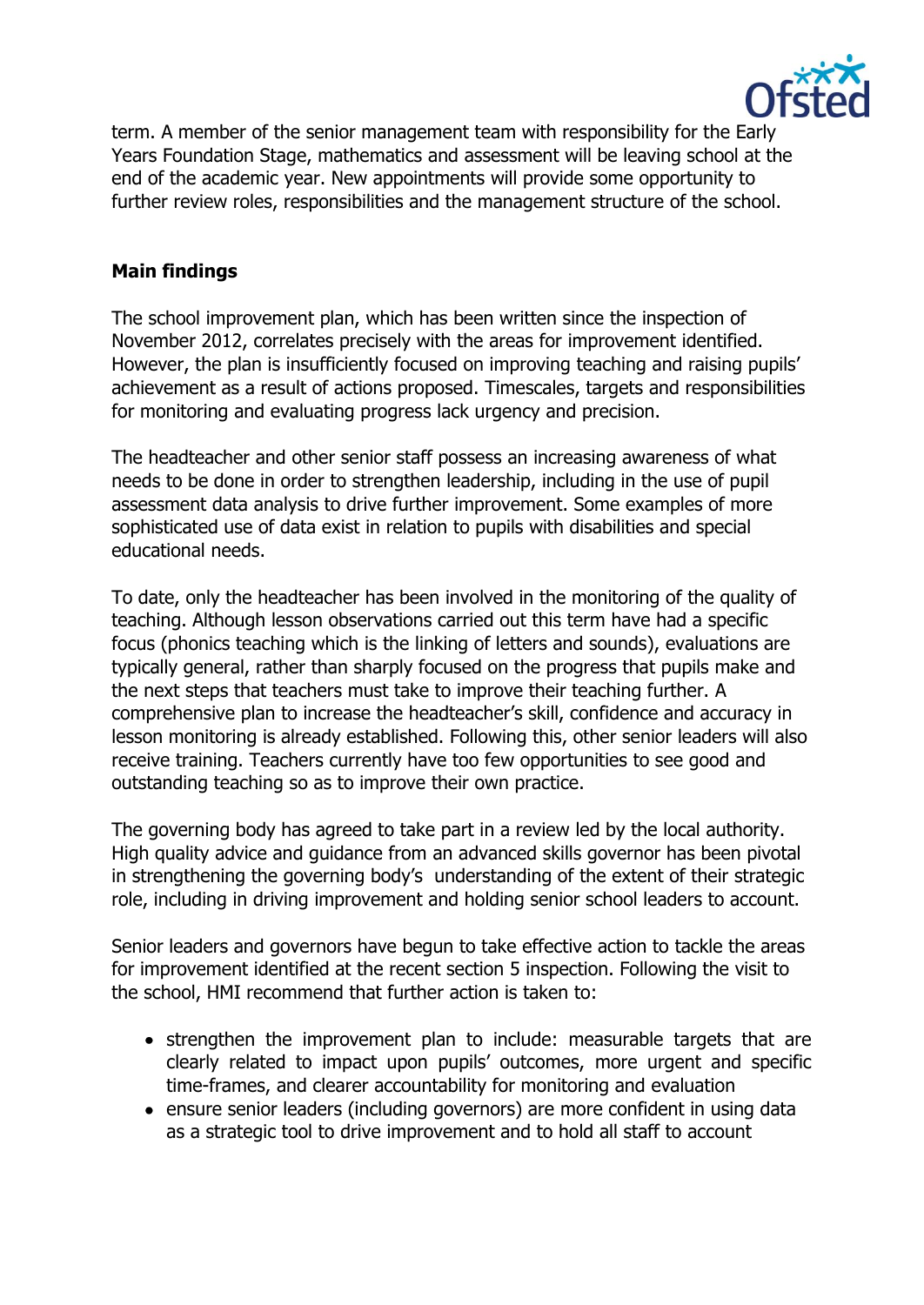term. A member of the senior management team with responsibility for the Early Years Foundation Stage, mathematics and assessment will be leaving school at the end of the academic year. New appointments will provide some opportunity to further review roles, responsibilities and the management structure of the school.

## Main findings

The school improvement plan, which has been written since the inspection of November 2012, correlates precisely with the areas for improvement identified. However, the plan is insufficiently focused on improving teaching and raising pupils' achievement as a result of actions proposed. Timescales, targets and responsibilities for monitoring and evaluating progress lack urgency and precision.

The headteacher and other senior staff possess an increasing awareness of what needs to be done in order to strengthen leadership, including in the use of pupil assessment data analysis to drive further improvement. Some examples of more sophisticated use of data exist in relation to pupils with disabilities and special educational needs.

To date, only the headteacher has been involved in the monitoring of the quality of teaching. Although lesson observations carried out this term have had a specific focus (phonics teaching which is the linking of letters and sounds), evaluations are typically general, rather than sharply focused on the progress that pupils make and the next steps that teachers must take to improve their teaching further. A comprehensive plan to increase the headteacher's skill, confidence and accuracy in lesson monitoring is already established. Following this, other senior leaders will also receive training. Teachers currently have too few opportunities to see good and outstanding teaching so as to improve their own practice.

The governing body has agreed to take part in a review led by the local authority. High quality advice and guidance from an advanced skills governor has been pivotal in strengthening the governing body's understanding of the extent of their strategic role, including in driving improvement and holding senior school leaders to account.

Senior leaders and governors have begun to take effective action to tackle the areas for improvement identified at the recent section 5 inspection. Following the visit to the school, HMI recommend that further action is taken to:

- strengthen the improvement plan to include: measurable targets that are clearly related to impact upon pupils' outcomes, more urgent and specific time-frames, and clearer accountability for monitoring and evaluation
- ensure senior leaders (including governors) are more confident in using data as a strategic tool to drive improvement and to hold all staff to account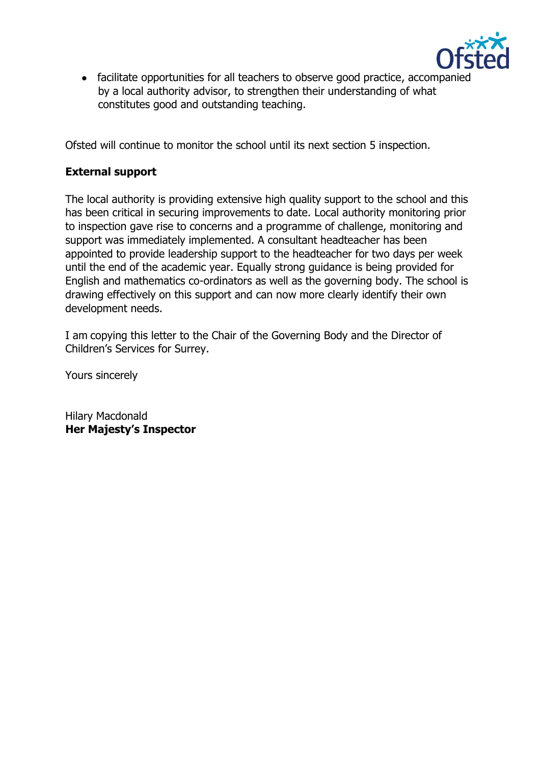- facilitate opportunities for all teachers to observe good practice, accompanied by a local authority advisor, to strengthen their understanding of what constitutes good and outstanding teaching.

Ofsted will continue to monitor the school until its next section 5 inspection.

**External support**

The local authority is providing extensive high quality support to the school and this has been critical in securing improvements to date. Local authority monitoring prior to inspection gave rise to concerns and a programme of challenge, monitoring and support was immediately implemented. A consultant headteacher has been appointed to provide leadership support to the headteacher for two days per week until the end of the academic year. Equally strong guidance is being provided for English and mathematics co-ordinators as well as the governing body. The school is drawing effectively on this support and can now more clearly identify their own development needs.

I am copying this letter to the Chair of the Governing Body and the Director of Children's Services for Surrey.

Yours sincerely

Hilary Macdonald
**Her Majesty's Inspector**